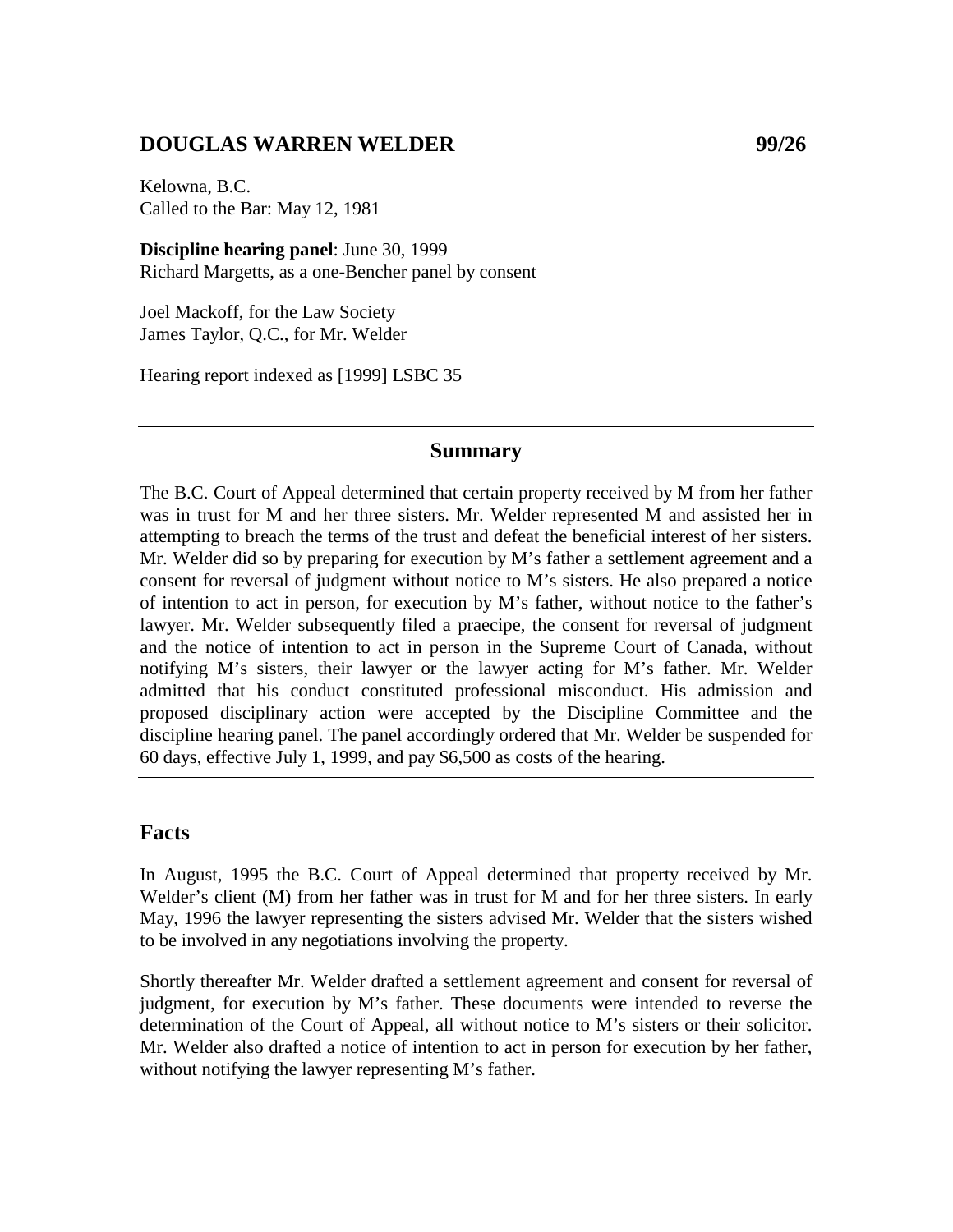## DOUGLAS WARREN WELDER 99/26

Kelowna, B.C.
Called to the Bar: May 12, 1981

**Discipline hearing panel**: June 30, 1999
Richard Margetts, as a one-Bencher panel by consent

Joel Mackoff, for the Law Society
James Taylor, Q.C., for Mr. Welder

Hearing report indexed as [1999] LSBC 35

---

### Summary

The B.C. Court of Appeal determined that certain property received by M from her father was in trust for M and her three sisters. Mr. Welder represented M and assisted her in attempting to breach the terms of the trust and defeat the beneficial interest of her sisters. Mr. Welder did so by preparing for execution by M's father a settlement agreement and a consent for reversal of judgment without notice to M's sisters. He also prepared a notice of intention to act in person, for execution by M's father, without notice to the father's lawyer. Mr. Welder subsequently filed a praecipe, the consent for reversal of judgment and the notice of intention to act in person in the Supreme Court of Canada, without notifying M's sisters, their lawyer or the lawyer acting for M's father. Mr. Welder admitted that his conduct constituted professional misconduct. His admission and proposed disciplinary action were accepted by the Discipline Committee and the discipline hearing panel. The panel accordingly ordered that Mr. Welder be suspended for 60 days, effective July 1, 1999, and pay $6,500 as costs of the hearing.

---

## Facts

In August, 1995 the B.C. Court of Appeal determined that property received by Mr. Welder's client (M) from her father was in trust for M and for her three sisters. In early May, 1996 the lawyer representing the sisters advised Mr. Welder that the sisters wished to be involved in any negotiations involving the property.

Shortly thereafter Mr. Welder drafted a settlement agreement and consent for reversal of judgment, for execution by M's father. These documents were intended to reverse the determination of the Court of Appeal, all without notice to M's sisters or their solicitor. Mr. Welder also drafted a notice of intention to act in person for execution by her father, without notifying the lawyer representing M's father.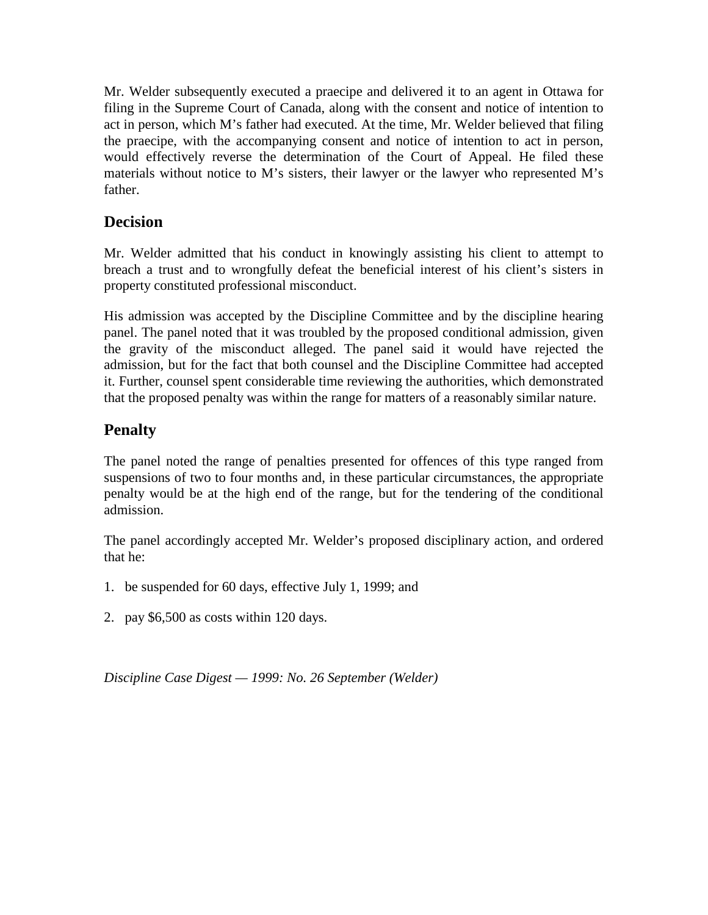Mr. Welder subsequently executed a praecipe and delivered it to an agent in Ottawa for filing in the Supreme Court of Canada, along with the consent and notice of intention to act in person, which M's father had executed. At the time, Mr. Welder believed that filing the praecipe, with the accompanying consent and notice of intention to act in person, would effectively reverse the determination of the Court of Appeal. He filed these materials without notice to M's sisters, their lawyer or the lawyer who represented M's father.

## Decision

Mr. Welder admitted that his conduct in knowingly assisting his client to attempt to breach a trust and to wrongfully defeat the beneficial interest of his client's sisters in property constituted professional misconduct.

His admission was accepted by the Discipline Committee and by the discipline hearing panel. The panel noted that it was troubled by the proposed conditional admission, given the gravity of the misconduct alleged. The panel said it would have rejected the admission, but for the fact that both counsel and the Discipline Committee had accepted it. Further, counsel spent considerable time reviewing the authorities, which demonstrated that the proposed penalty was within the range for matters of a reasonably similar nature.

## Penalty

The panel noted the range of penalties presented for offences of this type ranged from suspensions of two to four months and, in these particular circumstances, the appropriate penalty would be at the high end of the range, but for the tendering of the conditional admission.

The panel accordingly accepted Mr. Welder's proposed disciplinary action, and ordered that he:

1. be suspended for 60 days, effective July 1, 1999; and
2. pay $6,500 as costs within 120 days.

*Discipline Case Digest — 1999: No. 26 September (Welder)*